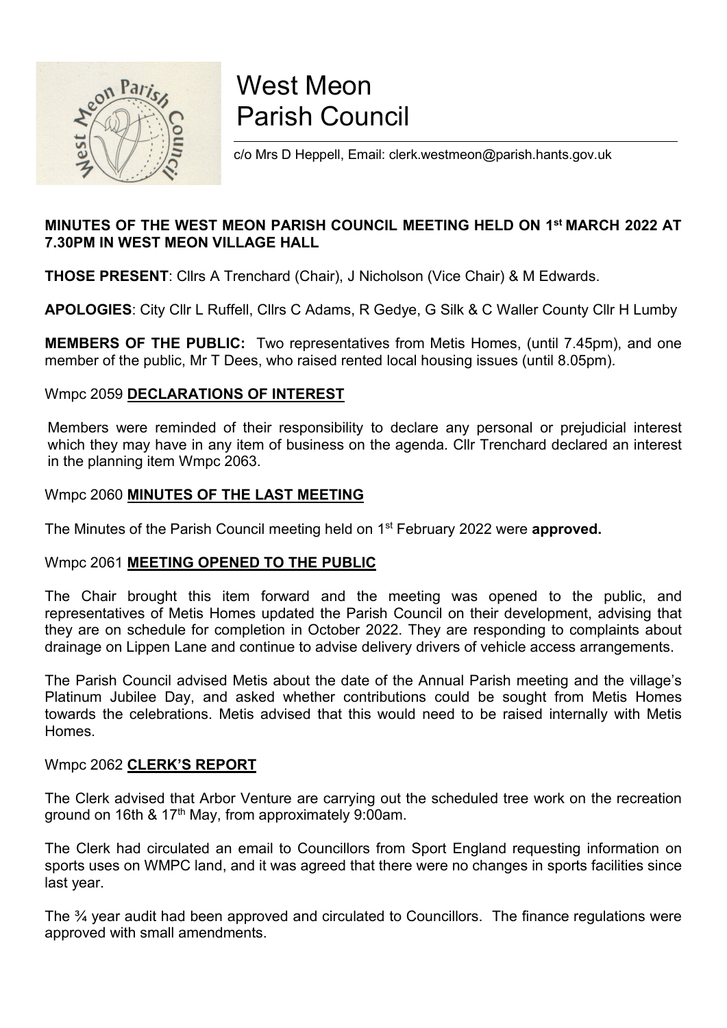# West Meon Parish Council

c/o Mrs D Heppell, Email: clerk.westmeon@parish.hants.gov.uk

**MINUTES OF THE WEST MEON PARISH COUNCIL MEETING HELD ON 1st MARCH 2022 AT 7.30PM IN WEST MEON VILLAGE HALL**

**THOSE PRESENT**: Cllrs A Trenchard (Chair), J Nicholson (Vice Chair) & M Edwards.

**APOLOGIES**: City Cllr L Ruffell, Cllrs C Adams, R Gedye, G Silk & C Waller County Cllr H Lumby

**MEMBERS OF THE PUBLIC:** Two representatives from Metis Homes, (until 7.45pm), and one member of the public, Mr T Dees, who raised rented local housing issues (until 8.05pm).

## Wmpc 2059 **DECLARATIONS OF INTEREST**

Members were reminded of their responsibility to declare any personal or prejudicial interest which they may have in any item of business on the agenda. Cllr Trenchard declared an interest in the planning item Wmpc 2063.

## Wmpc 2060 **MINUTES OF THE LAST MEETING**

The Minutes of the Parish Council meeting held on 1st February 2022 were **approved.**

## Wmpc 2061 **MEETING OPENED TO THE PUBLIC**

The Chair brought this item forward and the meeting was opened to the public, and representatives of Metis Homes updated the Parish Council on their development, advising that they are on schedule for completion in October 2022. They are responding to complaints about drainage on Lippen Lane and continue to advise delivery drivers of vehicle access arrangements.

The Parish Council advised Metis about the date of the Annual Parish meeting and the village's Platinum Jubilee Day, and asked whether contributions could be sought from Metis Homes towards the celebrations. Metis advised that this would need to be raised internally with Metis Homes.

## Wmpc 2062 **CLERK'S REPORT**

The Clerk advised that Arbor Venture are carrying out the scheduled tree work on the recreation ground on 16th & 17th May, from approximately 9:00am.

The Clerk had circulated an email to Councillors from Sport England requesting information on sports uses on WMPC land, and it was agreed that there were no changes in sports facilities since last year.

The ¾ year audit had been approved and circulated to Councillors. The finance regulations were approved with small amendments.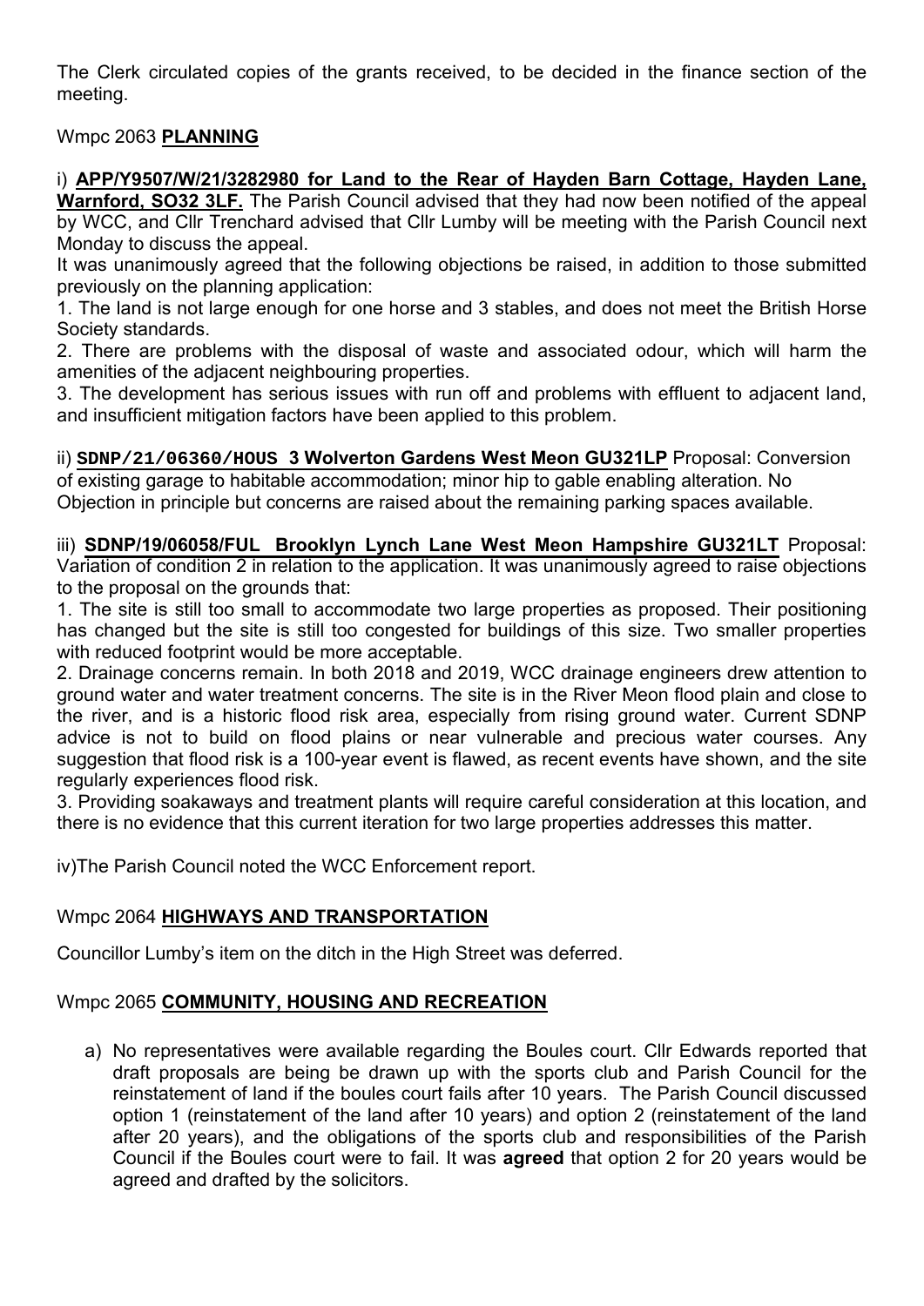The Clerk circulated copies of the grants received, to be decided in the finance section of the meeting.

Wmpc 2063 **PLANNING**

i) **APP/Y9507/W/21/3282980 for Land to the Rear of Hayden Barn Cottage, Hayden Lane, Warnford, SO32 3LF.** The Parish Council advised that they had now been notified of the appeal by WCC, and Cllr Trenchard advised that Cllr Lumby will be meeting with the Parish Council next Monday to discuss the appeal.

It was unanimously agreed that the following objections be raised, in addition to those submitted previously on the planning application:

1. The land is not large enough for one horse and 3 stables, and does not meet the British Horse Society standards.
2. There are problems with the disposal of waste and associated odour, which will harm the amenities of the adjacent neighbouring properties.
3. The development has serious issues with run off and problems with effluent to adjacent land, and insufficient mitigation factors have been applied to this problem.

ii) **SDNP/21/06360/HOUS 3 Wolverton Gardens West Meon GU321LP** Proposal: Conversion of existing garage to habitable accommodation; minor hip to gable enabling alteration. No Objection in principle but concerns are raised about the remaining parking spaces available.

iii) **SDNP/19/06058/FUL Brooklyn Lynch Lane West Meon Hampshire GU321LT** Proposal: Variation of condition 2 in relation to the application. It was unanimously agreed to raise objections to the proposal on the grounds that:

1. The site is still too small to accommodate two large properties as proposed. Their positioning has changed but the site is still too congested for buildings of this size. Two smaller properties with reduced footprint would be more acceptable.
2. Drainage concerns remain. In both 2018 and 2019, WCC drainage engineers drew attention to ground water and water treatment concerns. The site is in the River Meon flood plain and close to the river, and is a historic flood risk area, especially from rising ground water. Current SDNP advice is not to build on flood plains or near vulnerable and precious water courses. Any suggestion that flood risk is a 100-year event is flawed, as recent events have shown, and the site regularly experiences flood risk.
3. Providing soakaways and treatment plants will require careful consideration at this location, and there is no evidence that this current iteration for two large properties addresses this matter.

iv)The Parish Council noted the WCC Enforcement report.

Wmpc 2064 **HIGHWAYS AND TRANSPORTATION**

Councillor Lumby's item on the ditch in the High Street was deferred.

Wmpc 2065 **COMMUNITY, HOUSING AND RECREATION**

a) No representatives were available regarding the Boules court. Cllr Edwards reported that draft proposals are being be drawn up with the sports club and Parish Council for the reinstatement of land if the boules court fails after 10 years. The Parish Council discussed option 1 (reinstatement of the land after 10 years) and option 2 (reinstatement of the land after 20 years), and the obligations of the sports club and responsibilities of the Parish Council if the Boules court were to fail. It was **agreed** that option 2 for 20 years would be agreed and drafted by the solicitors.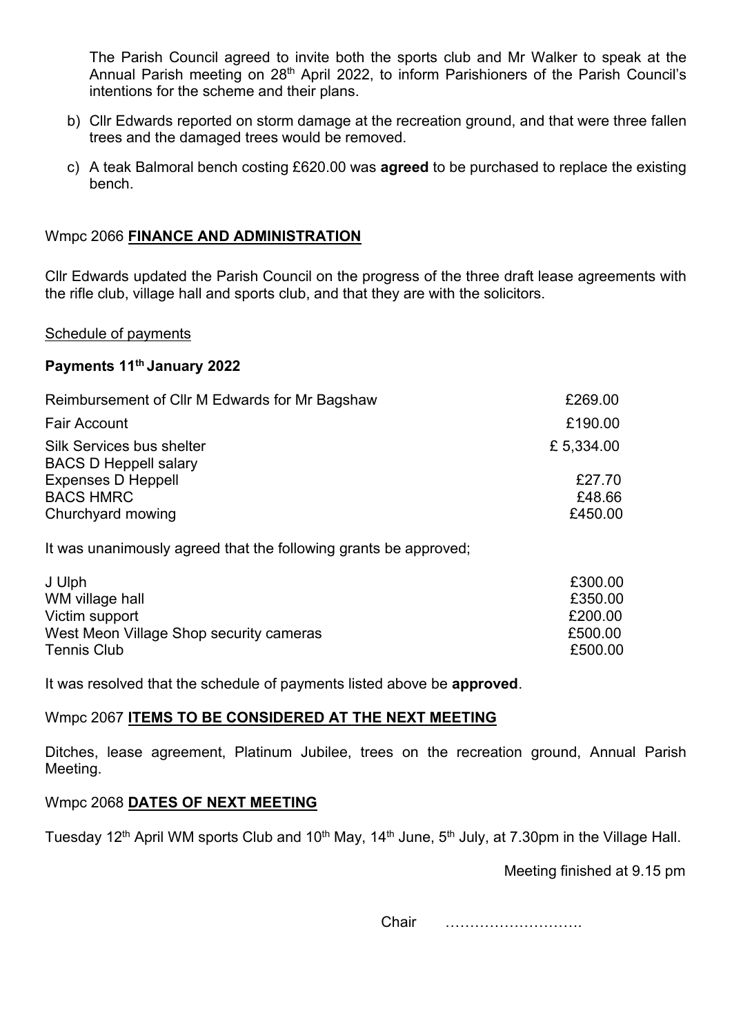The Parish Council agreed to invite both the sports club and Mr Walker to speak at the Annual Parish meeting on 28th April 2022, to inform Parishioners of the Parish Council's intentions for the scheme and their plans.

b) Cllr Edwards reported on storm damage at the recreation ground, and that were three fallen trees and the damaged trees would be removed.

c) A teak Balmoral bench costing £620.00 was **agreed** to be purchased to replace the existing bench.

Wmpc 2066 **FINANCE AND ADMINISTRATION**

Cllr Edwards updated the Parish Council on the progress of the three draft lease agreements with the rifle club, village hall and sports club, and that they are with the solicitors.

Schedule of payments

**Payments 11th January 2022**

| | |
|---|---|
| Reimbursement of Cllr M Edwards for Mr Bagshaw | £269.00 |
| Fair Account | £190.00 |
| Silk Services bus shelter | £ 5,334.00 |
| BACS D Heppell salary | |
| Expenses D Heppell | £27.70 |
| BACS HMRC | £48.66 |
| Churchyard mowing | £450.00 |

It was unanimously agreed that the following grants be approved;

| | |
|---|---|
| J Ulph | £300.00 |
| WM village hall | £350.00 |
| Victim support | £200.00 |
| West Meon Village Shop security cameras | £500.00 |
| Tennis Club | £500.00 |

It was resolved that the schedule of payments listed above be **approved**.

Wmpc 2067 **ITEMS TO BE CONSIDERED AT THE NEXT MEETING**

Ditches, lease agreement, Platinum Jubilee, trees on the recreation ground, Annual Parish Meeting.

Wmpc 2068 **DATES OF NEXT MEETING**

Tuesday 12th April WM sports Club and 10th May, 14th June, 5th July, at 7.30pm in the Village Hall.

Meeting finished at 9.15 pm

Chair ……………………….